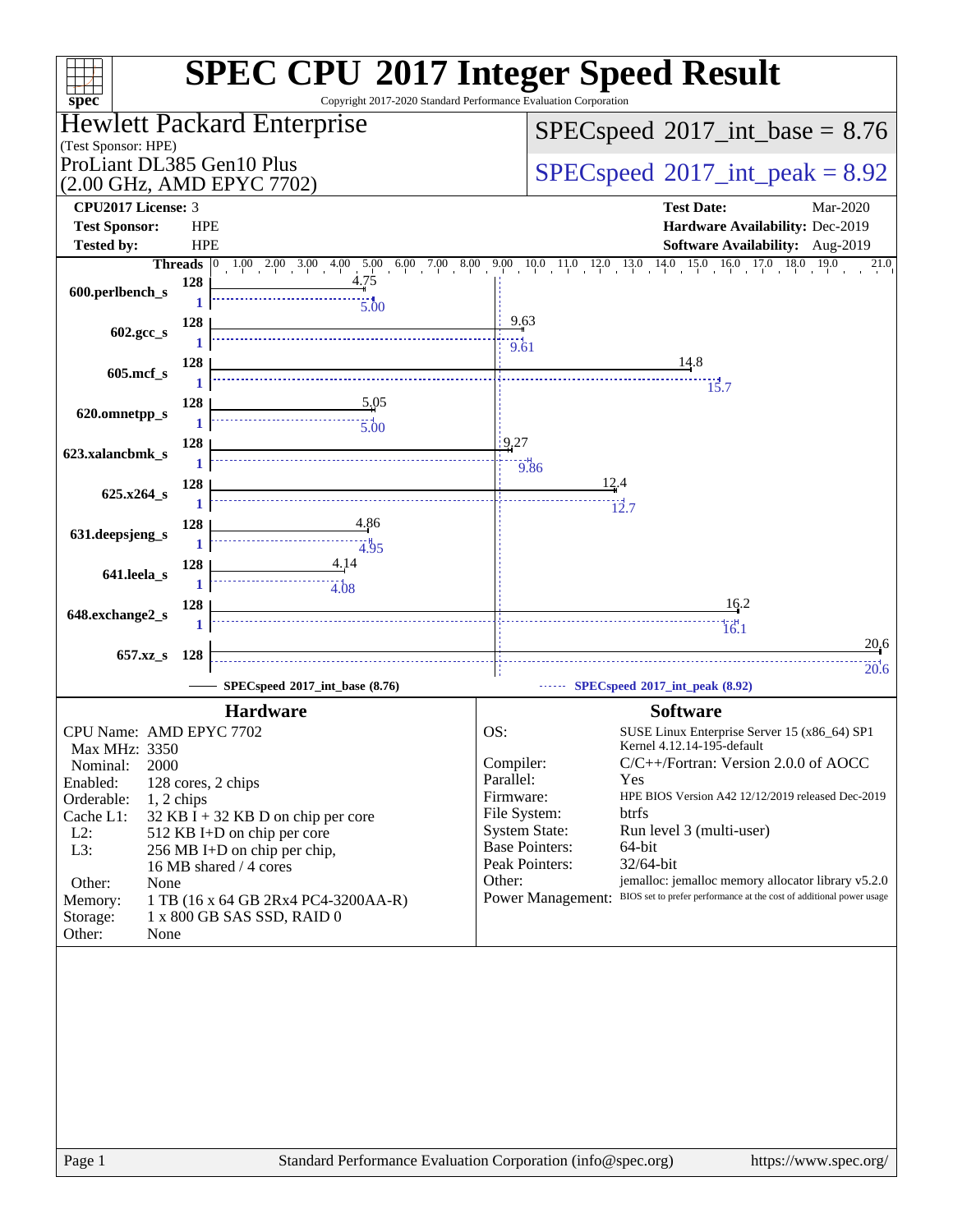# SPEC CPU 2017 Integer Speed Result

Copyright 2017-2020 Standard Performance Evaluation Corporation

## Hewlett Packard Enterprise

(Test Sponsor: HPE)

ProLiant DL385 Gen10 Plus
(2.00 GHz, AMD EPYC 7702)

**SPECspeed 2017_int_base = 8.76**

**SPECspeed 2017_int_peak = 8.92**

| | | | |
|---|---|---|---|
| **CPU2017 License:** 3 | | **Test Date:** | Mar-2020 |
| **Test Sponsor:** | HPE | **Hardware Availability:** | Dec-2019 |
| **Tested by:** | HPE | **Software Availability:** | Aug-2019 |

| Benchmark | Threads (base) | Base | Threads (peak) | Peak |
|---|---|---|---|---|
| 600.perlbench_s | 128 | 4.75 | 1 | 5.00 |
| 602.gcc_s | 128 | 9.63 | 1 | 9.61 |
| 605.mcf_s | 128 | 14.8 | 1 | 15.7 |
| 620.omnetpp_s | 128 | 5.05 | 1 | 5.00 |
| 623.xalancbmk_s | 128 | 9.27 | 1 | 9.86 |
| 625.x264_s | 128 | 12.4 | 1 | 12.7 |
| 631.deepsjeng_s | 128 | 4.86 | 1 | 4.95 |
| 641.leela_s | 128 | 4.14 | 1 | 4.08 |
| 648.exchange2_s | 128 | 16.2 | 1 | 16.1 |
| 657.xz_s | 128 | 20.6 | 128 | 20.6 |

SPECspeed 2017_int_base (8.76) —— SPECspeed 2017_int_peak (8.92)

### Hardware

- CPU Name: AMD EPYC 7702
- Max MHz: 3350
- Nominal: 2000
- Enabled: 128 cores, 2 chips
- Orderable: 1, 2 chips
- Cache L1: 32 KB I + 32 KB D on chip per core
- L2: 512 KB I+D on chip per core
- L3: 256 MB I+D on chip per chip, 16 MB shared / 4 cores
- Other: None
- Memory: 1 TB (16 x 64 GB 2Rx4 PC4-3200AA-R)
- Storage: 1 x 800 GB SAS SSD, RAID 0
- Other: None

### Software

- OS: SUSE Linux Enterprise Server 15 (x86_64) SP1, Kernel 4.12.14-195-default
- Compiler: C/C++/Fortran: Version 2.0.0 of AOCC
- Parallel: Yes
- Firmware: HPE BIOS Version A42 12/12/2019 released Dec-2019
- File System: btrfs
- System State: Run level 3 (multi-user)
- Base Pointers: 64-bit
- Peak Pointers: 32/64-bit
- Other: jemalloc: jemalloc memory allocator library v5.2.0
- Power Management: BIOS set to prefer performance at the cost of additional power usage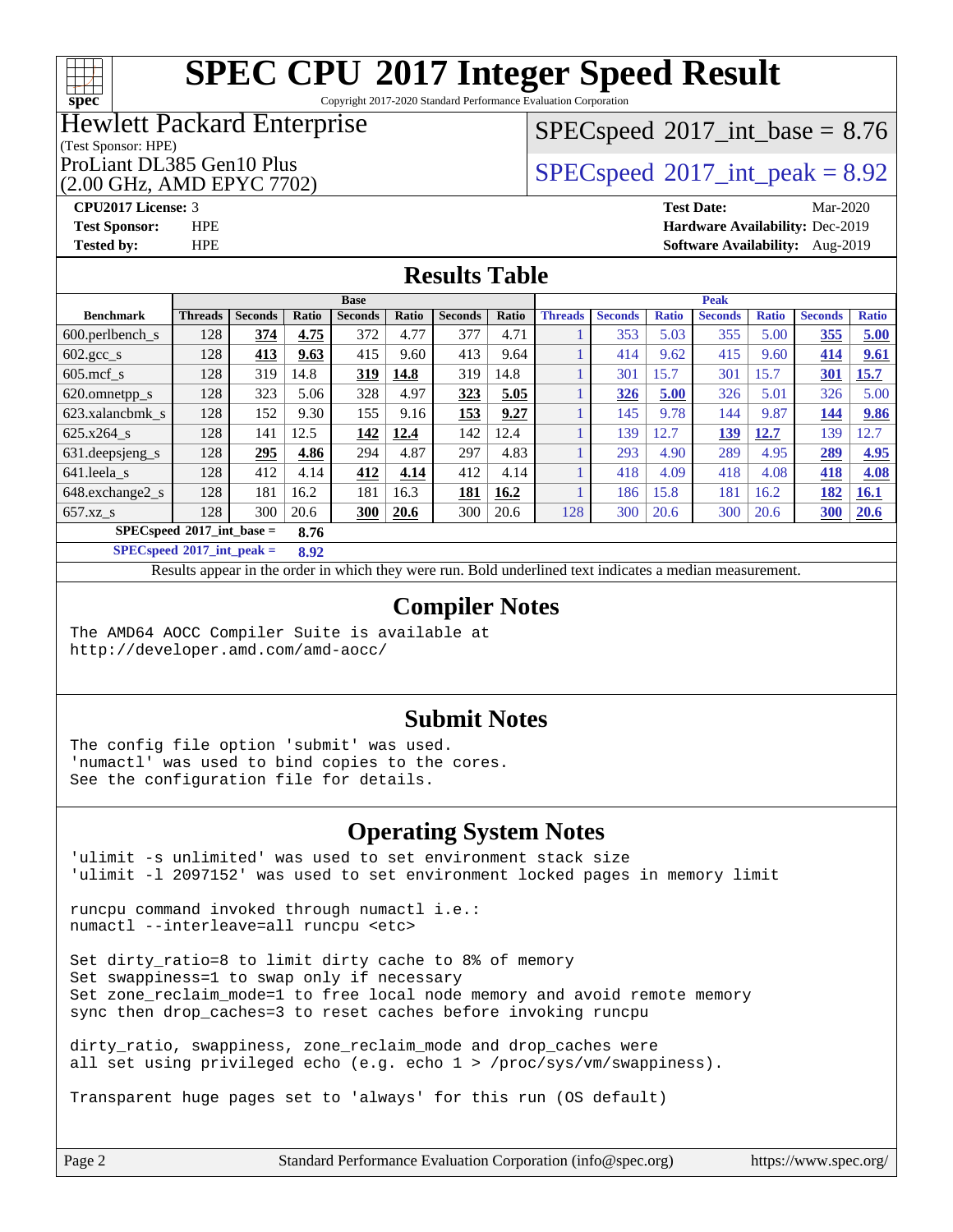# SPEC CPU 2017 Integer Speed Result

Copyright 2017-2020 Standard Performance Evaluation Corporation

## Hewlett Packard Enterprise

(Test Sponsor: HPE)

ProLiant DL385 Gen10 Plus
(2.00 GHz, AMD EPYC 7702)

SPECspeed 2017_int_base = 8.76

SPECspeed 2017_int_peak = 8.92

**CPU2017 License:** 3
**Test Sponsor:** HPE
**Tested by:** HPE

**Test Date:** Mar-2020
**Hardware Availability:** Dec-2019
**Software Availability:** Aug-2019

## Results Table

| | Base | | | | | | | Peak | | | | | | |
|---|---|---|---|---|---|---|---|---|---|---|---|---|---|---|
| **Benchmark** | **Threads** | **Seconds** | **Ratio** | **Seconds** | **Ratio** | **Seconds** | **Ratio** | **Threads** | **Seconds** | **Ratio** | **Seconds** | **Ratio** | **Seconds** | **Ratio** |
| 600.perlbench_s | 128 | **374** | **4.75** | 372 | 4.77 | 377 | 4.71 | 1 | 353 | 5.03 | 355 | 5.00 | **355** | **5.00** |
| 602.gcc_s | 128 | **413** | **9.63** | 415 | 9.60 | 413 | 9.64 | 1 | 414 | 9.62 | 415 | 9.60 | **414** | **9.61** |
| 605.mcf_s | 128 | 319 | 14.8 | **319** | **14.8** | 319 | 14.8 | 1 | 301 | 15.7 | 301 | 15.7 | **301** | **15.7** |
| 620.omnetpp_s | 128 | 323 | 5.06 | 328 | 4.97 | **323** | **5.05** | 1 | **326** | **5.00** | 326 | 5.01 | 326 | 5.00 |
| 623.xalancbmk_s | 128 | 152 | 9.30 | 155 | 9.16 | **153** | **9.27** | 1 | 145 | 9.78 | 144 | 9.87 | **144** | **9.86** |
| 625.x264_s | 128 | 141 | 12.5 | **142** | **12.4** | 142 | 12.4 | 1 | 139 | 12.7 | **139** | **12.7** | 139 | 12.7 |
| 631.deepsjeng_s | 128 | **295** | **4.86** | 294 | 4.87 | 297 | 4.83 | 1 | 293 | 4.90 | 289 | 4.95 | **289** | **4.95** |
| 641.leela_s | 128 | 412 | 4.14 | **412** | **4.14** | 412 | 4.14 | 1 | 418 | 4.09 | 418 | 4.08 | **418** | **4.08** |
| 648.exchange2_s | 128 | 181 | 16.2 | 181 | 16.3 | **181** | **16.2** | 1 | 186 | 15.8 | 181 | 16.2 | **182** | **16.1** |
| 657.xz_s | 128 | 300 | 20.6 | **300** | **20.6** | 300 | 20.6 | 128 | 300 | 20.6 | 300 | 20.6 | **300** | **20.6** |

**SPECspeed 2017_int_base = 8.76**

**SPECspeed 2017_int_peak = 8.92**

Results appear in the order in which they were run. Bold underlined text indicates a median measurement.

## Compiler Notes

```
The AMD64 AOCC Compiler Suite is available at
http://developer.amd.com/amd-aocc/
```

## Submit Notes

```
The config file option 'submit' was used.
'numactl' was used to bind copies to the cores.
See the configuration file for details.
```

## Operating System Notes

```
'ulimit -s unlimited' was used to set environment stack size
'ulimit -l 2097152' was used to set environment locked pages in memory limit

runcpu command invoked through numactl i.e.:
numactl --interleave=all runcpu <etc>

Set dirty_ratio=8 to limit dirty cache to 8% of memory
Set swappiness=1 to swap only if necessary
Set zone_reclaim_mode=1 to free local node memory and avoid remote memory
sync then drop_caches=3 to reset caches before invoking runcpu

dirty_ratio, swappiness, zone_reclaim_mode and drop_caches were
all set using privileged echo (e.g. echo 1 > /proc/sys/vm/swappiness).

Transparent huge pages set to 'always' for this run (OS default)
```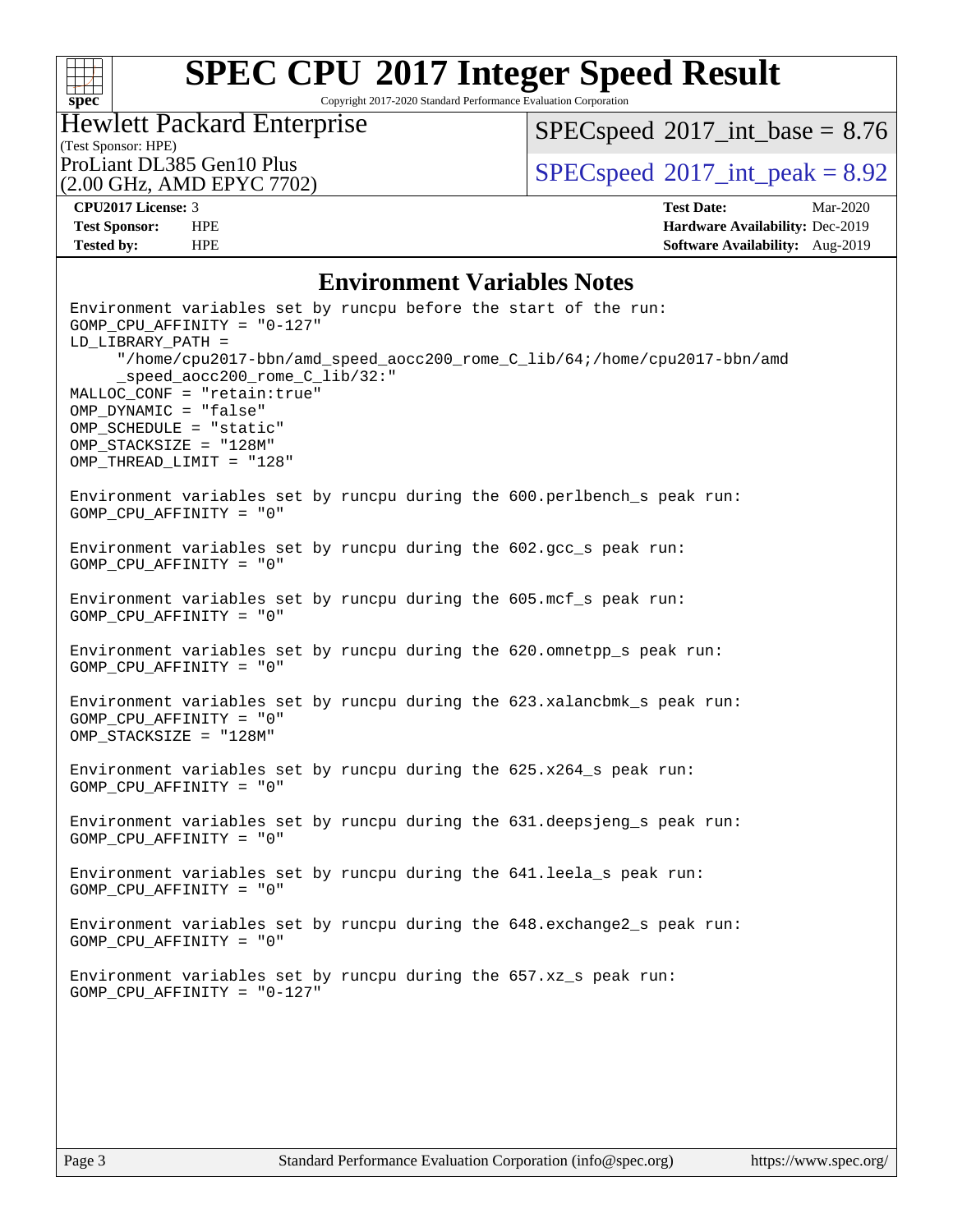# SPEC CPU 2017 Integer Speed Result

Copyright 2017-2020 Standard Performance Evaluation Corporation

## Hewlett Packard Enterprise

(Test Sponsor: HPE)

ProLiant DL385 Gen10 Plus (2.00 GHz, AMD EPYC 7702)

SPECspeed 2017_int_base = 8.76

SPECspeed 2017_int_peak = 8.92

| | | | |
|---|---|---|---|
| **CPU2017 License:** | 3 | **Test Date:** | Mar-2020 |
| **Test Sponsor:** | HPE | **Hardware Availability:** | Dec-2019 |
| **Tested by:** | HPE | **Software Availability:** | Aug-2019 |

## Environment Variables Notes

```
Environment variables set by runcpu before the start of the run:
GOMP_CPU_AFFINITY = "0-127"
LD_LIBRARY_PATH =
     "/home/cpu2017-bbn/amd_speed_aocc200_rome_C_lib/64;/home/cpu2017-bbn/amd
     _speed_aocc200_rome_C_lib/32:"
MALLOC_CONF = "retain:true"
OMP_DYNAMIC = "false"
OMP_SCHEDULE = "static"
OMP_STACKSIZE = "128M"
OMP_THREAD_LIMIT = "128"

Environment variables set by runcpu during the 600.perlbench_s peak run:
GOMP_CPU_AFFINITY = "0"

Environment variables set by runcpu during the 602.gcc_s peak run:
GOMP_CPU_AFFINITY = "0"

Environment variables set by runcpu during the 605.mcf_s peak run:
GOMP_CPU_AFFINITY = "0"

Environment variables set by runcpu during the 620.omnetpp_s peak run:
GOMP_CPU_AFFINITY = "0"

Environment variables set by runcpu during the 623.xalancbmk_s peak run:
GOMP_CPU_AFFINITY = "0"
OMP_STACKSIZE = "128M"

Environment variables set by runcpu during the 625.x264_s peak run:
GOMP_CPU_AFFINITY = "0"

Environment variables set by runcpu during the 631.deepsjeng_s peak run:
GOMP_CPU_AFFINITY = "0"

Environment variables set by runcpu during the 641.leela_s peak run:
GOMP_CPU_AFFINITY = "0"

Environment variables set by runcpu during the 648.exchange2_s peak run:
GOMP_CPU_AFFINITY = "0"

Environment variables set by runcpu during the 657.xz_s peak run:
GOMP_CPU_AFFINITY = "0-127"
```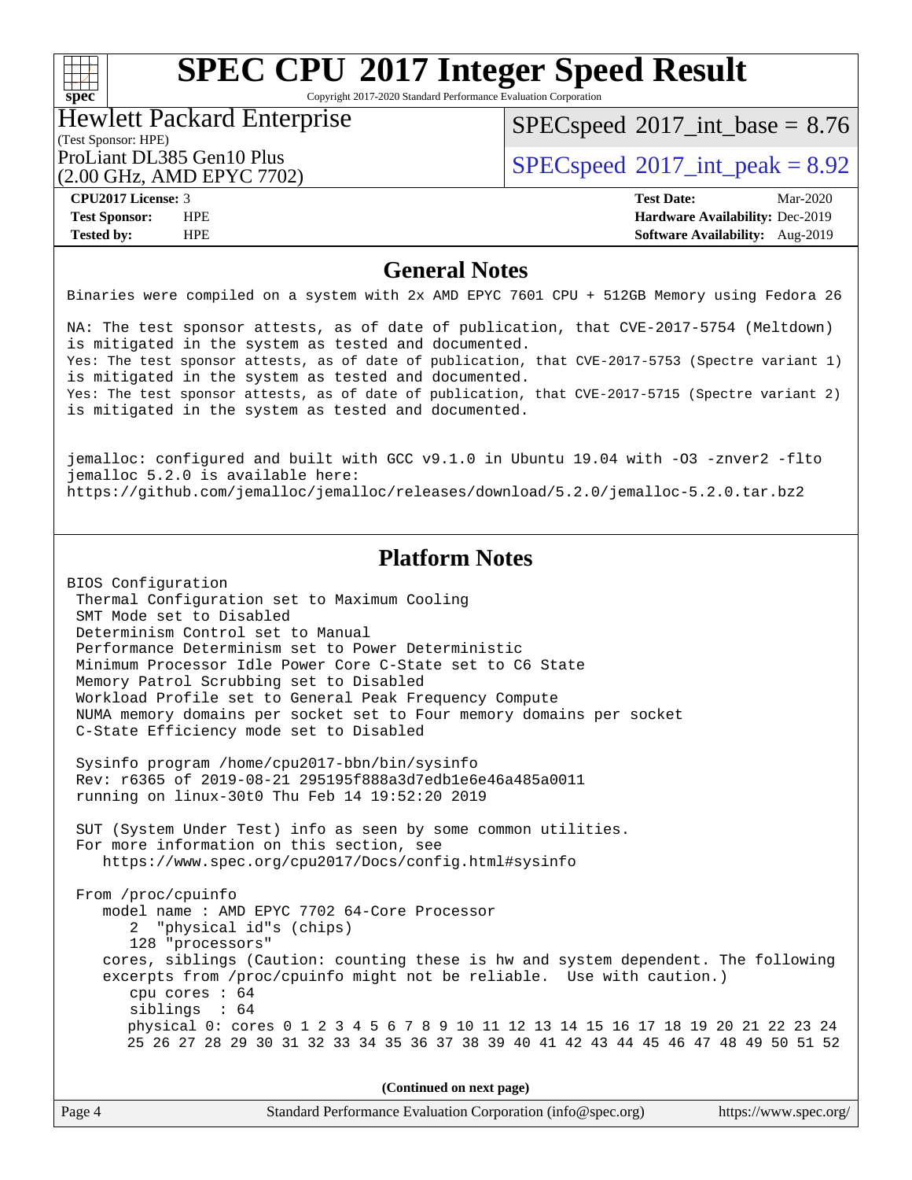# SPEC CPU 2017 Integer Speed Result

Copyright 2017-2020 Standard Performance Evaluation Corporation

**Hewlett Packard Enterprise**
(Test Sponsor: HPE)

ProLiant DL385 Gen10 Plus
(2.00 GHz, AMD EPYC 7702)

SPECspeed 2017_int_base = 8.76

SPECspeed 2017_int_peak = 8.92

| | | | |
|---|---|---|---|
| **CPU2017 License:** | 3 | **Test Date:** | Mar-2020 |
| **Test Sponsor:** | HPE | **Hardware Availability:** | Dec-2019 |
| **Tested by:** | HPE | **Software Availability:** | Aug-2019 |

## General Notes

```
Binaries were compiled on a system with 2x AMD EPYC 7601 CPU + 512GB Memory using Fedora 26

NA: The test sponsor attests, as of date of publication, that CVE-2017-5754 (Meltdown)
is mitigated in the system as tested and documented.
Yes: The test sponsor attests, as of date of publication, that CVE-2017-5753 (Spectre variant 1)
is mitigated in the system as tested and documented.
Yes: The test sponsor attests, as of date of publication, that CVE-2017-5715 (Spectre variant 2)
is mitigated in the system as tested and documented.


jemalloc: configured and built with GCC v9.1.0 in Ubuntu 19.04 with -O3 -znver2 -flto
jemalloc 5.2.0 is available here:
https://github.com/jemalloc/jemalloc/releases/download/5.2.0/jemalloc-5.2.0.tar.bz2
```

## Platform Notes

```
BIOS Configuration
 Thermal Configuration set to Maximum Cooling
 SMT Mode set to Disabled
 Determinism Control set to Manual
 Performance Determinism set to Power Deterministic
 Minimum Processor Idle Power Core C-State set to C6 State
 Memory Patrol Scrubbing set to Disabled
 Workload Profile set to General Peak Frequency Compute
 NUMA memory domains per socket set to Four memory domains per socket
 C-State Efficiency mode set to Disabled

 Sysinfo program /home/cpu2017-bbn/bin/sysinfo
 Rev: r6365 of 2019-08-21 295195f888a3d7edb1e6e46a485a0011
 running on linux-30t0 Thu Feb 14 19:52:20 2019

 SUT (System Under Test) info as seen by some common utilities.
 For more information on this section, see
    https://www.spec.org/cpu2017/Docs/config.html#sysinfo

 From /proc/cpuinfo
    model name : AMD EPYC 7702 64-Core Processor
       2  "physical id"s (chips)
       128 "processors"
    cores, siblings (Caution: counting these is hw and system dependent. The following
    excerpts from /proc/cpuinfo might not be reliable.  Use with caution.)
       cpu cores : 64
       siblings  : 64
       physical 0: cores 0 1 2 3 4 5 6 7 8 9 10 11 12 13 14 15 16 17 18 19 20 21 22 23 24
       25 26 27 28 29 30 31 32 33 34 35 36 37 38 39 40 41 42 43 44 45 46 47 48 49 50 51 52
```

**(Continued on next page)**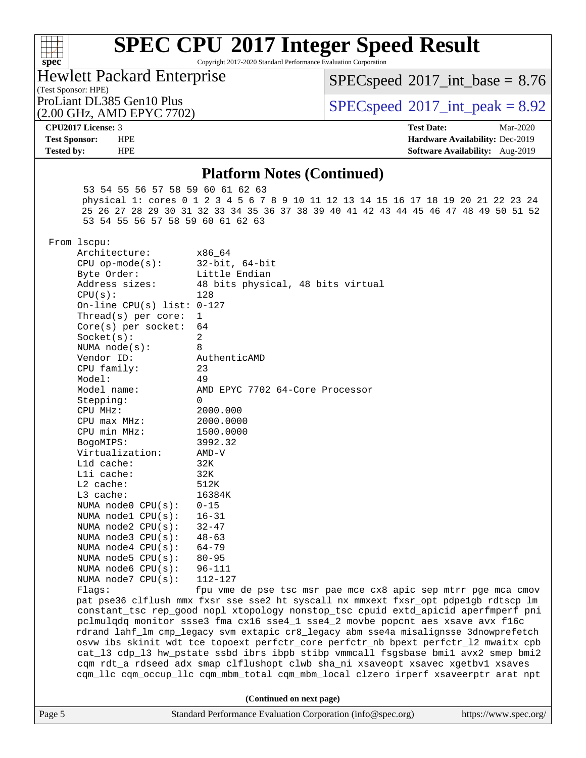# SPEC CPU 2017 Integer Speed Result

Copyright 2017-2020 Standard Performance Evaluation Corporation

Hewlett Packard Enterprise
(Test Sponsor: HPE)
ProLiant DL385 Gen10 Plus
(2.00 GHz, AMD EPYC 7702)

SPECspeed 2017_int_base = 8.76

SPECspeed 2017_int_peak = 8.92

**CPU2017 License:** 3
**Test Sponsor:** HPE
**Tested by:** HPE

**Test Date:** Mar-2020
**Hardware Availability:** Dec-2019
**Software Availability:** Aug-2019

## Platform Notes (Continued)

```
        53 54 55 56 57 58 59 60 61 62 63
        physical 1: cores 0 1 2 3 4 5 6 7 8 9 10 11 12 13 14 15 16 17 18 19 20 21 22 23 24
        25 26 27 28 29 30 31 32 33 34 35 36 37 38 39 40 41 42 43 44 45 46 47 48 49 50 51 52
        53 54 55 56 57 58 59 60 61 62 63

 From lscpu:
      Architecture:        x86_64
      CPU op-mode(s):      32-bit, 64-bit
      Byte Order:          Little Endian
      Address sizes:       48 bits physical, 48 bits virtual
      CPU(s):              128
      On-line CPU(s) list: 0-127
      Thread(s) per core:  1
      Core(s) per socket:  64
      Socket(s):           2
      NUMA node(s):        8
      Vendor ID:           AuthenticAMD
      CPU family:          23
      Model:               49
      Model name:          AMD EPYC 7702 64-Core Processor
      Stepping:            0
      CPU MHz:             2000.000
      CPU max MHz:         2000.0000
      CPU min MHz:         1500.0000
      BogoMIPS:            3992.32
      Virtualization:      AMD-V
      L1d cache:           32K
      L1i cache:           32K
      L2 cache:            512K
      L3 cache:            16384K
      NUMA node0 CPU(s):   0-15
      NUMA node1 CPU(s):   16-31
      NUMA node2 CPU(s):   32-47
      NUMA node3 CPU(s):   48-63
      NUMA node4 CPU(s):   64-79
      NUMA node5 CPU(s):   80-95
      NUMA node6 CPU(s):   96-111
      NUMA node7 CPU(s):   112-127
      Flags:               fpu vme de pse tsc msr pae mce cx8 apic sep mtrr pge mca cmov
      pat pse36 clflush mmx fxsr sse sse2 ht syscall nx mmxext fxsr_opt pdpe1gb rdtscp lm
      constant_tsc rep_good nopl xtopology nonstop_tsc cpuid extd_apicid aperfmperf pni
      pclmulqdq monitor ssse3 fma cx16 sse4_1 sse4_2 movbe popcnt aes xsave avx f16c
      rdrand lahf_lm cmp_legacy svm extapic cr8_legacy abm sse4a misalignsse 3dnowprefetch
      osvw ibs skinit wdt tce topoext perfctr_core perfctr_nb bpext perfctr_l2 mwaitx cpb
      cat_l3 cdp_l3 hw_pstate ssbd ibrs ibpb stibp vmmcall fsgsbase bmi1 avx2 smep bmi2
      cqm rdt_a rdseed adx smap clflushopt clwb sha_ni xsaveopt xsavec xgetbv1 xsaves
      cqm_llc cqm_occup_llc cqm_mbm_total cqm_mbm_local clzero irperf xsaveerptr arat npt
```

(Continued on next page)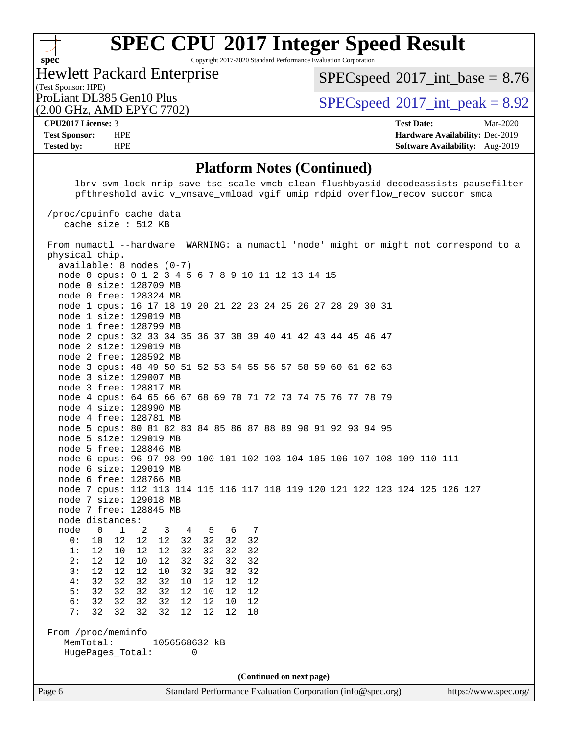# SPEC CPU 2017 Integer Speed Result

Copyright 2017-2020 Standard Performance Evaluation Corporation

**Hewlett Packard Enterprise**
(Test Sponsor: HPE)
ProLiant DL385 Gen10 Plus
(2.00 GHz, AMD EPYC 7702)

SPECspeed 2017_int_base = 8.76
SPECspeed 2017_int_peak = 8.92

| | | | |
|---|---|---|---|
| **CPU2017 License:** | 3 | **Test Date:** | Mar-2020 |
| **Test Sponsor:** | HPE | **Hardware Availability:** | Dec-2019 |
| **Tested by:** | HPE | **Software Availability:** | Aug-2019 |

## Platform Notes (Continued)

```
      lbrv svm_lock nrip_save tsc_scale vmcb_clean flushbyasid decodeassists pausefilter
      pfthreshold avic v_vmsave_vmload vgif umip rdpid overflow_recov succor smca

 /proc/cpuinfo cache data
    cache size : 512 KB

 From numactl --hardware  WARNING: a numactl 'node' might or might not correspond to a
 physical chip.
   available: 8 nodes (0-7)
   node 0 cpus: 0 1 2 3 4 5 6 7 8 9 10 11 12 13 14 15
   node 0 size: 128709 MB
   node 0 free: 128324 MB
   node 1 cpus: 16 17 18 19 20 21 22 23 24 25 26 27 28 29 30 31
   node 1 size: 129019 MB
   node 1 free: 128799 MB
   node 2 cpus: 32 33 34 35 36 37 38 39 40 41 42 43 44 45 46 47
   node 2 size: 129019 MB
   node 2 free: 128592 MB
   node 3 cpus: 48 49 50 51 52 53 54 55 56 57 58 59 60 61 62 63
   node 3 size: 129007 MB
   node 3 free: 128817 MB
   node 4 cpus: 64 65 66 67 68 69 70 71 72 73 74 75 76 77 78 79
   node 4 size: 128990 MB
   node 4 free: 128781 MB
   node 5 cpus: 80 81 82 83 84 85 86 87 88 89 90 91 92 93 94 95
   node 5 size: 129019 MB
   node 5 free: 128846 MB
   node 6 cpus: 96 97 98 99 100 101 102 103 104 105 106 107 108 109 110 111
   node 6 size: 129019 MB
   node 6 free: 128766 MB
   node 7 cpus: 112 113 114 115 116 117 118 119 120 121 122 123 124 125 126 127
   node 7 size: 129018 MB
   node 7 free: 128845 MB
   node distances:
   node   0   1   2   3   4   5   6   7
     0:  10  12  12  12  32  32  32  32
     1:  12  10  12  12  32  32  32  32
     2:  12  12  10  12  32  32  32  32
     3:  12  12  12  10  32  32  32  32
     4:  32  32  32  32  10  12  12  12
     5:  32  32  32  32  12  10  12  12
     6:  32  32  32  32  12  12  10  12
     7:  32  32  32  32  12  12  12  10

 From /proc/meminfo
    MemTotal:       1056568632 kB
    HugePages_Total:       0
```

(Continued on next page)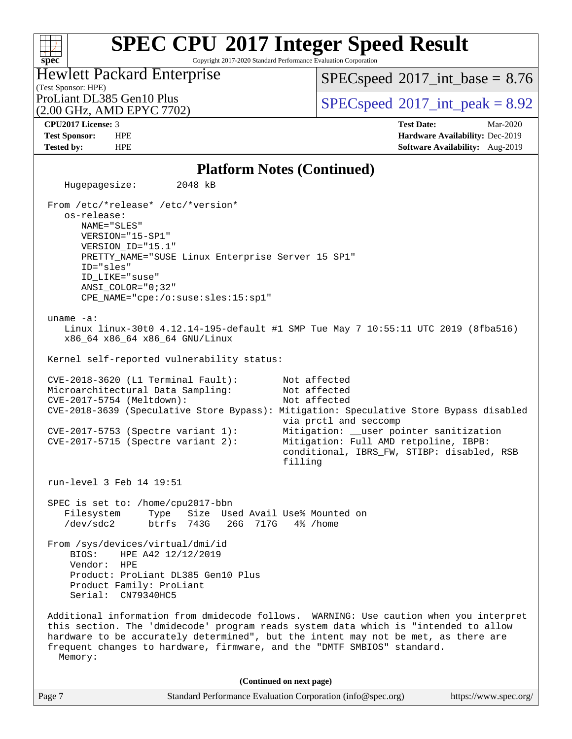## Platform Notes (Continued)

```
   Hugepagesize:       2048 kB

 From /etc/*release* /etc/*version*
    os-release:
       NAME="SLES"
       VERSION="15-SP1"
       VERSION_ID="15.1"
       PRETTY_NAME="SUSE Linux Enterprise Server 15 SP1"
       ID="sles"
       ID_LIKE="suse"
       ANSI_COLOR="0;32"
       CPE_NAME="cpe:/o:suse:sles:15:sp1"

 uname -a:
    Linux linux-30t0 4.12.14-195-default #1 SMP Tue May 7 10:55:11 UTC 2019 (8fba516)
    x86_64 x86_64 x86_64 GNU/Linux

 Kernel self-reported vulnerability status:

 CVE-2018-3620 (L1 Terminal Fault):        Not affected
 Microarchitectural Data Sampling:         Not affected
 CVE-2017-5754 (Meltdown):                 Not affected
 CVE-2018-3639 (Speculative Store Bypass): Mitigation: Speculative Store Bypass disabled
                                           via prctl and seccomp
 CVE-2017-5753 (Spectre variant 1):        Mitigation: __user pointer sanitization
 CVE-2017-5715 (Spectre variant 2):        Mitigation: Full AMD retpoline, IBPB:
                                           conditional, IBRS_FW, STIBP: disabled, RSB
                                           filling

 run-level 3 Feb 14 19:51

 SPEC is set to: /home/cpu2017-bbn
    Filesystem     Type   Size  Used Avail Use% Mounted on
    /dev/sdc2      btrfs  743G   26G  717G   4% /home

 From /sys/devices/virtual/dmi/id
     BIOS:    HPE A42 12/12/2019
     Vendor:  HPE
     Product: ProLiant DL385 Gen10 Plus
     Product Family: ProLiant
     Serial:  CN79340HC5

 Additional information from dmidecode follows.  WARNING: Use caution when you interpret
 this section. The 'dmidecode' program reads system data which is "intended to allow
 hardware to be accurately determined", but the intent may not be met, as there are
 frequent changes to hardware, firmware, and the "DMTF SMBIOS" standard.
   Memory:
```

(Continued on next page)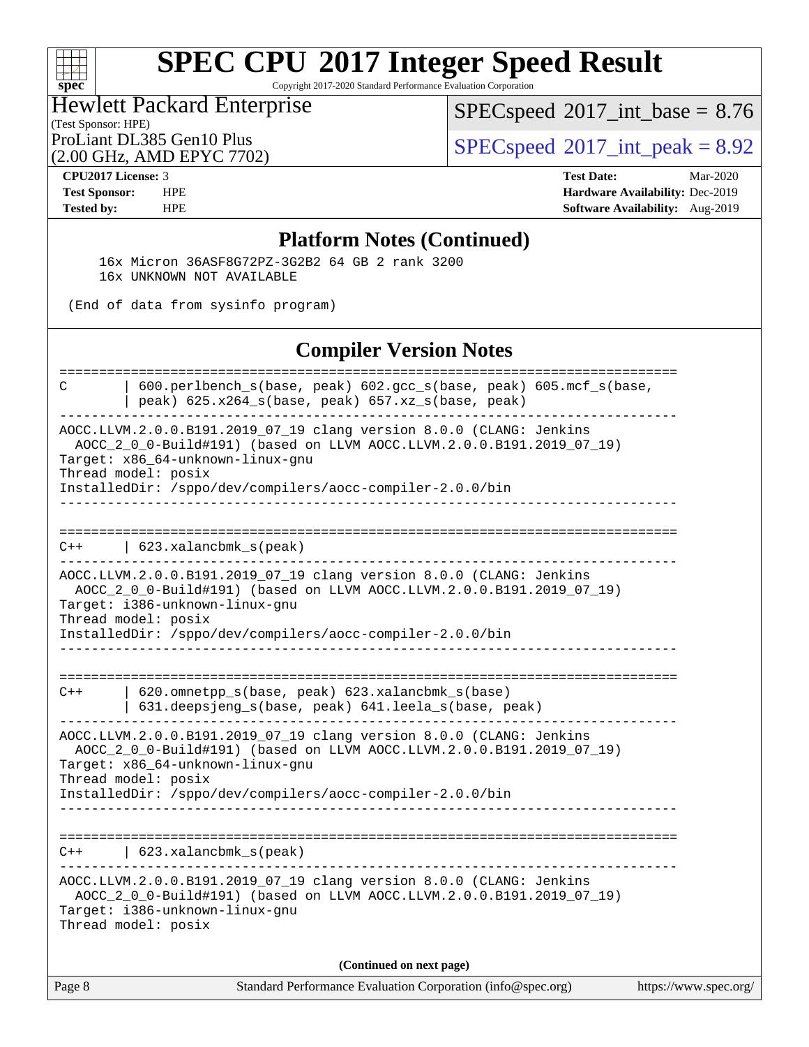## Platform Notes (Continued)

```
     16x Micron 36ASF8G72PZ-3G2B2 64 GB 2 rank 3200
     16x UNKNOWN NOT AVAILABLE

 (End of data from sysinfo program)
```

## Compiler Version Notes

```
==============================================================================
C        | 600.perlbench_s(base, peak) 602.gcc_s(base, peak) 605.mcf_s(base,
         | peak) 625.x264_s(base, peak) 657.xz_s(base, peak)
------------------------------------------------------------------------------
AOCC.LLVM.2.0.0.B191.2019_07_19 clang version 8.0.0 (CLANG: Jenkins
  AOCC_2_0_0-Build#191) (based on LLVM AOCC.LLVM.2.0.0.B191.2019_07_19)
Target: x86_64-unknown-linux-gnu
Thread model: posix
InstalledDir: /sppo/dev/compilers/aocc-compiler-2.0.0/bin
------------------------------------------------------------------------------

==============================================================================
C++      | 623.xalancbmk_s(peak)
------------------------------------------------------------------------------
AOCC.LLVM.2.0.0.B191.2019_07_19 clang version 8.0.0 (CLANG: Jenkins
  AOCC_2_0_0-Build#191) (based on LLVM AOCC.LLVM.2.0.0.B191.2019_07_19)
Target: i386-unknown-linux-gnu
Thread model: posix
InstalledDir: /sppo/dev/compilers/aocc-compiler-2.0.0/bin
------------------------------------------------------------------------------

==============================================================================
C++      | 620.omnetpp_s(base, peak) 623.xalancbmk_s(base)
         | 631.deepsjeng_s(base, peak) 641.leela_s(base, peak)
------------------------------------------------------------------------------
AOCC.LLVM.2.0.0.B191.2019_07_19 clang version 8.0.0 (CLANG: Jenkins
  AOCC_2_0_0-Build#191) (based on LLVM AOCC.LLVM.2.0.0.B191.2019_07_19)
Target: x86_64-unknown-linux-gnu
Thread model: posix
InstalledDir: /sppo/dev/compilers/aocc-compiler-2.0.0/bin
------------------------------------------------------------------------------

==============================================================================
C++      | 623.xalancbmk_s(peak)
------------------------------------------------------------------------------
AOCC.LLVM.2.0.0.B191.2019_07_19 clang version 8.0.0 (CLANG: Jenkins
  AOCC_2_0_0-Build#191) (based on LLVM AOCC.LLVM.2.0.0.B191.2019_07_19)
Target: i386-unknown-linux-gnu
Thread model: posix
```

**(Continued on next page)**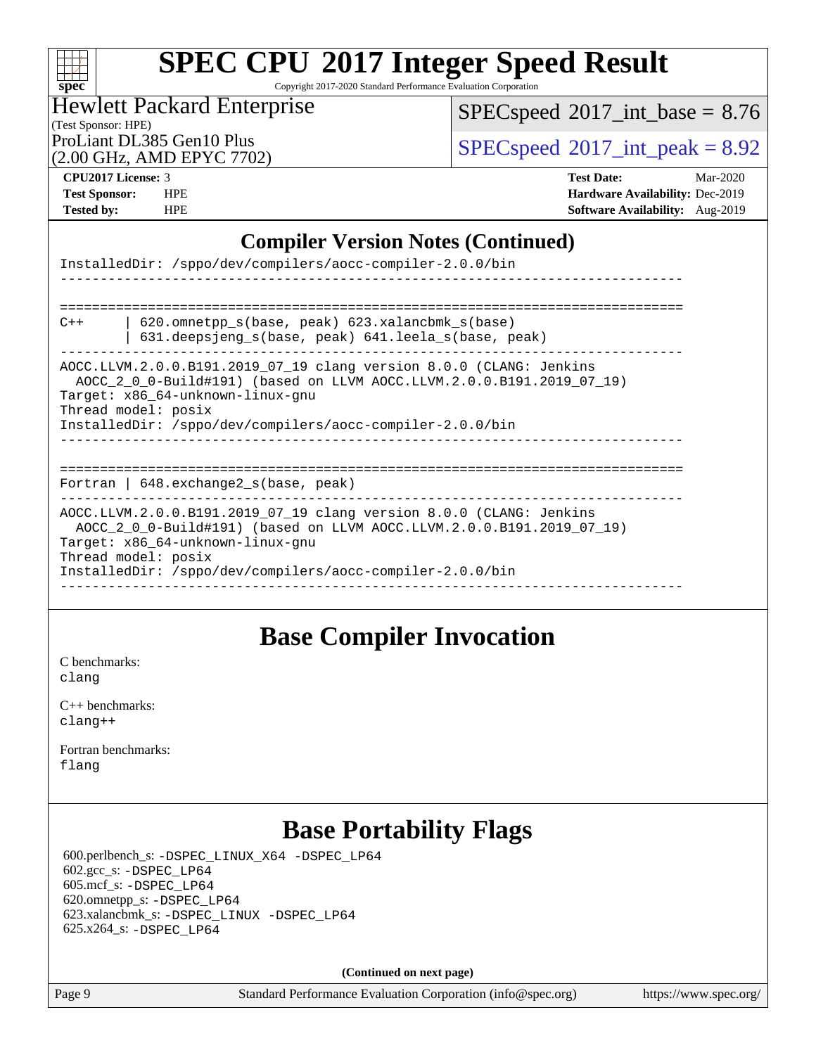# SPEC CPU 2017 Integer Speed Result

Copyright 2017-2020 Standard Performance Evaluation Corporation

**Hewlett Packard Enterprise**
(Test Sponsor: HPE)
ProLiant DL385 Gen10 Plus
(2.00 GHz, AMD EPYC 7702)

SPECspeed 2017_int_base = 8.76
SPECspeed 2017_int_peak = 8.92

| | | | |
|---|---|---|---|
| **CPU2017 License:** | 3 | **Test Date:** | Mar-2020 |
| **Test Sponsor:** | HPE | **Hardware Availability:** | Dec-2019 |
| **Tested by:** | HPE | **Software Availability:** | Aug-2019 |

## Compiler Version Notes (Continued)

```
InstalledDir: /sppo/dev/compilers/aocc-compiler-2.0.0/bin
------------------------------------------------------------------------------

==============================================================================
C++     | 620.omnetpp_s(base, peak) 623.xalancbmk_s(base)
        | 631.deepsjeng_s(base, peak) 641.leela_s(base, peak)
------------------------------------------------------------------------------
AOCC.LLVM.2.0.0.B191.2019_07_19 clang version 8.0.0 (CLANG: Jenkins
  AOCC_2_0_0-Build#191) (based on LLVM AOCC.LLVM.2.0.0.B191.2019_07_19)
Target: x86_64-unknown-linux-gnu
Thread model: posix
InstalledDir: /sppo/dev/compilers/aocc-compiler-2.0.0/bin
------------------------------------------------------------------------------

==============================================================================
Fortran | 648.exchange2_s(base, peak)
------------------------------------------------------------------------------
AOCC.LLVM.2.0.0.B191.2019_07_19 clang version 8.0.0 (CLANG: Jenkins
  AOCC_2_0_0-Build#191) (based on LLVM AOCC.LLVM.2.0.0.B191.2019_07_19)
Target: x86_64-unknown-linux-gnu
Thread model: posix
InstalledDir: /sppo/dev/compilers/aocc-compiler-2.0.0/bin
------------------------------------------------------------------------------
```

## Base Compiler Invocation

C benchmarks:
clang

C++ benchmarks:
clang++

Fortran benchmarks:
flang

## Base Portability Flags

600.perlbench_s: -DSPEC_LINUX_X64 -DSPEC_LP64
602.gcc_s: -DSPEC_LP64
605.mcf_s: -DSPEC_LP64
620.omnetpp_s: -DSPEC_LP64
623.xalancbmk_s: -DSPEC_LINUX -DSPEC_LP64
625.x264_s: -DSPEC_LP64

**(Continued on next page)**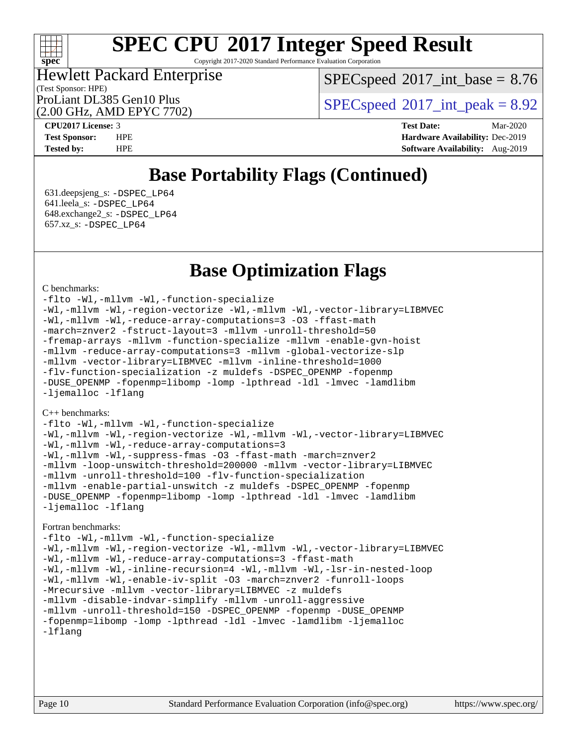# SPEC CPU 2017 Integer Speed Result

Copyright 2017-2020 Standard Performance Evaluation Corporation

**Hewlett Packard Enterprise**
(Test Sponsor: HPE)
ProLiant DL385 Gen10 Plus
(2.00 GHz, AMD EPYC 7702)

SPECspeed 2017_int_base = 8.76
SPECspeed 2017_int_peak = 8.92

**CPU2017 License:** 3
**Test Sponsor:** HPE
**Tested by:** HPE

**Test Date:** Mar-2020
**Hardware Availability:** Dec-2019
**Software Availability:** Aug-2019

## Base Portability Flags (Continued)

631.deepsjeng_s: -DSPEC_LP64
641.leela_s: -DSPEC_LP64
648.exchange2_s: -DSPEC_LP64
657.xz_s: -DSPEC_LP64

## Base Optimization Flags

C benchmarks:

```
-flto -Wl,-mllvm -Wl,-function-specialize
-Wl,-mllvm -Wl,-region-vectorize -Wl,-mllvm -Wl,-vector-library=LIBMVEC
-Wl,-mllvm -Wl,-reduce-array-computations=3 -O3 -ffast-math
-march=znver2 -fstruct-layout=3 -mllvm -unroll-threshold=50
-fremap-arrays -mllvm -function-specialize -mllvm -enable-gvn-hoist
-mllvm -reduce-array-computations=3 -mllvm -global-vectorize-slp
-mllvm -vector-library=LIBMVEC -mllvm -inline-threshold=1000
-flv-function-specialization -z muldefs -DSPEC_OPENMP -fopenmp
-DUSE_OPENMP -fopenmp=libomp -lomp -lpthread -ldl -lmvec -lamdlibm
-ljemalloc -lflang
```

C++ benchmarks:

```
-flto -Wl,-mllvm -Wl,-function-specialize
-Wl,-mllvm -Wl,-region-vectorize -Wl,-mllvm -Wl,-vector-library=LIBMVEC
-Wl,-mllvm -Wl,-reduce-array-computations=3
-Wl,-mllvm -Wl,-suppress-fmas -O3 -ffast-math -march=znver2
-mllvm -loop-unswitch-threshold=200000 -mllvm -vector-library=LIBMVEC
-mllvm -unroll-threshold=100 -flv-function-specialization
-mllvm -enable-partial-unswitch -z muldefs -DSPEC_OPENMP -fopenmp
-DUSE_OPENMP -fopenmp=libomp -lomp -lpthread -ldl -lmvec -lamdlibm
-ljemalloc -lflang
```

Fortran benchmarks:

```
-flto -Wl,-mllvm -Wl,-function-specialize
-Wl,-mllvm -Wl,-region-vectorize -Wl,-mllvm -Wl,-vector-library=LIBMVEC
-Wl,-mllvm -Wl,-reduce-array-computations=3 -ffast-math
-Wl,-mllvm -Wl,-inline-recursion=4 -Wl,-mllvm -Wl,-lsr-in-nested-loop
-Wl,-mllvm -Wl,-enable-iv-split -O3 -march=znver2 -funroll-loops
-Mrecursive -mllvm -vector-library=LIBMVEC -z muldefs
-mllvm -disable-indvar-simplify -mllvm -unroll-aggressive
-mllvm -unroll-threshold=150 -DSPEC_OPENMP -fopenmp -DUSE_OPENMP
-fopenmp=libomp -lomp -lpthread -ldl -lmvec -lamdlibm -ljemalloc
-lflang
```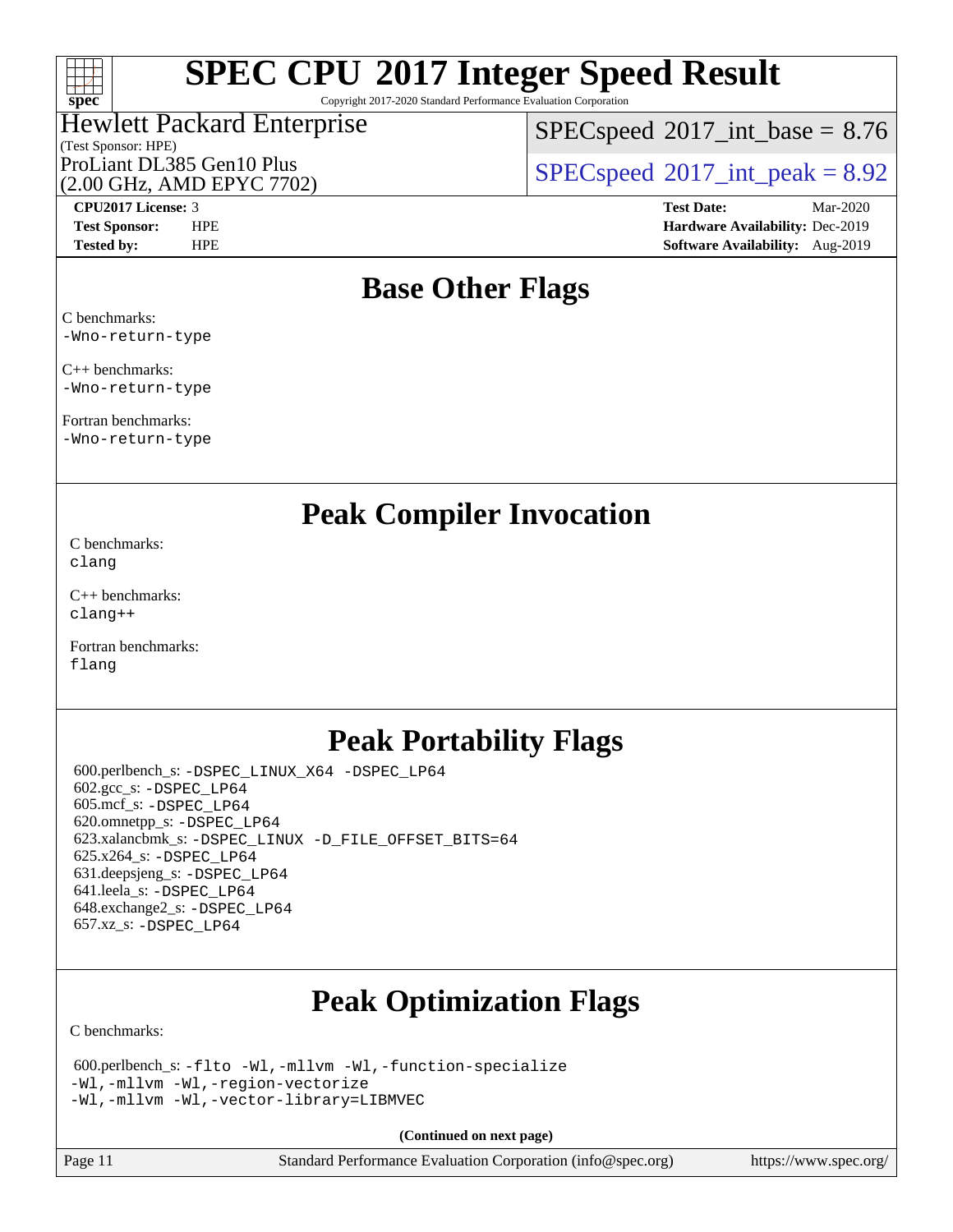# SPEC CPU 2017 Integer Speed Result

Copyright 2017-2020 Standard Performance Evaluation Corporation

Hewlett Packard Enterprise
(Test Sponsor: HPE)
ProLiant DL385 Gen10 Plus
(2.00 GHz, AMD EPYC 7702)

SPECspeed 2017_int_base = 8.76

SPECspeed 2017_int_peak = 8.92

**CPU2017 License:** 3
**Test Sponsor:** HPE
**Tested by:** HPE

**Test Date:** Mar-2020
**Hardware Availability:** Dec-2019
**Software Availability:** Aug-2019

## Base Other Flags

C benchmarks:
-Wno-return-type

C++ benchmarks:
-Wno-return-type

Fortran benchmarks:
-Wno-return-type

## Peak Compiler Invocation

C benchmarks:
clang

C++ benchmarks:
clang++

Fortran benchmarks:
flang

## Peak Portability Flags

600.perlbench_s: -DSPEC_LINUX_X64 -DSPEC_LP64
602.gcc_s: -DSPEC_LP64
605.mcf_s: -DSPEC_LP64
620.omnetpp_s: -DSPEC_LP64
623.xalancbmk_s: -DSPEC_LINUX -D_FILE_OFFSET_BITS=64
625.x264_s: -DSPEC_LP64
631.deepsjeng_s: -DSPEC_LP64
641.leela_s: -DSPEC_LP64
648.exchange2_s: -DSPEC_LP64
657.xz_s: -DSPEC_LP64

## Peak Optimization Flags

C benchmarks:

600.perlbench_s: -flto -Wl,-mllvm -Wl,-function-specialize
-Wl,-mllvm -Wl,-region-vectorize
-Wl,-mllvm -Wl,-vector-library=LIBMVEC

**(Continued on next page)**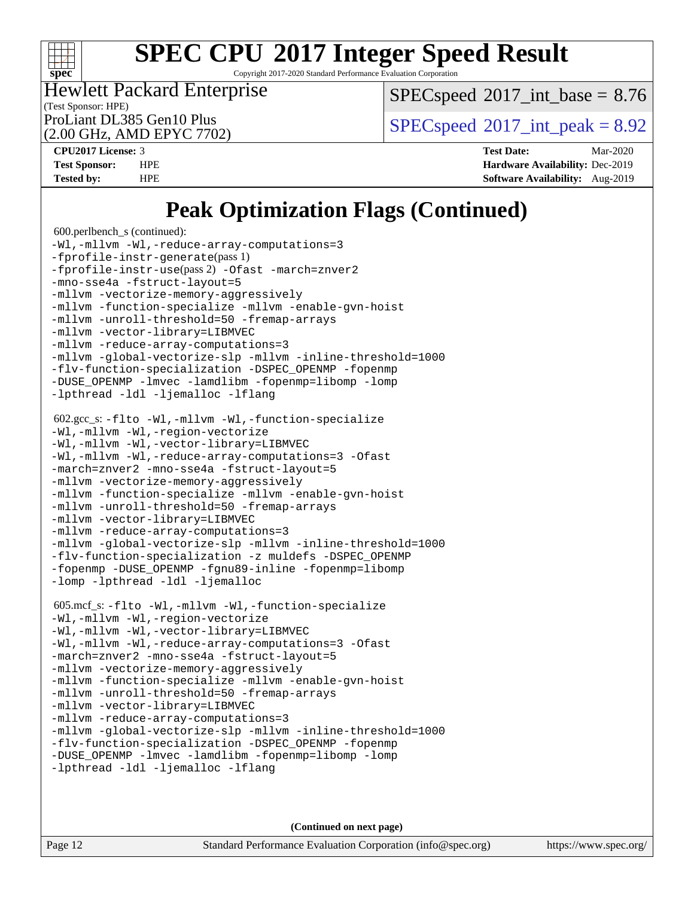# SPEC CPU 2017 Integer Speed Result

Copyright 2017-2020 Standard Performance Evaluation Corporation

**Hewlett Packard Enterprise**
(Test Sponsor: HPE)
ProLiant DL385 Gen10 Plus
(2.00 GHz, AMD EPYC 7702)

SPECspeed 2017_int_base = 8.76
SPECspeed 2017_int_peak = 8.92

**CPU2017 License:** 3
**Test Sponsor:** HPE
**Tested by:** HPE

**Test Date:** Mar-2020
**Hardware Availability:** Dec-2019
**Software Availability:** Aug-2019

## Peak Optimization Flags (Continued)

600.perlbench_s (continued):
```
-Wl,-mllvm -Wl,-reduce-array-computations=3
-fprofile-instr-generate(pass 1)
-fprofile-instr-use(pass 2) -Ofast -march=znver2
-mno-sse4a -fstruct-layout=5
-mllvm -vectorize-memory-aggressively
-mllvm -function-specialize -mllvm -enable-gvn-hoist
-mllvm -unroll-threshold=50 -fremap-arrays
-mllvm -vector-library=LIBMVEC
-mllvm -reduce-array-computations=3
-mllvm -global-vectorize-slp -mllvm -inline-threshold=1000
-flv-function-specialization -DSPEC_OPENMP -fopenmp
-DUSE_OPENMP -lmvec -lamdlibm -fopenmp=libomp -lomp
-lpthread -ldl -ljemalloc -lflang
```

602.gcc_s:
```
-flto -Wl,-mllvm -Wl,-function-specialize
-Wl,-mllvm -Wl,-region-vectorize
-Wl,-mllvm -Wl,-vector-library=LIBMVEC
-Wl,-mllvm -Wl,-reduce-array-computations=3 -Ofast
-march=znver2 -mno-sse4a -fstruct-layout=5
-mllvm -vectorize-memory-aggressively
-mllvm -function-specialize -mllvm -enable-gvn-hoist
-mllvm -unroll-threshold=50 -fremap-arrays
-mllvm -vector-library=LIBMVEC
-mllvm -reduce-array-computations=3
-mllvm -global-vectorize-slp -mllvm -inline-threshold=1000
-flv-function-specialization -z muldefs -DSPEC_OPENMP
-fopenmp -DUSE_OPENMP -fgnu89-inline -fopenmp=libomp
-lomp -lpthread -ldl -ljemalloc
```

605.mcf_s:
```
-flto -Wl,-mllvm -Wl,-function-specialize
-Wl,-mllvm -Wl,-region-vectorize
-Wl,-mllvm -Wl,-vector-library=LIBMVEC
-Wl,-mllvm -Wl,-reduce-array-computations=3 -Ofast
-march=znver2 -mno-sse4a -fstruct-layout=5
-mllvm -vectorize-memory-aggressively
-mllvm -function-specialize -mllvm -enable-gvn-hoist
-mllvm -unroll-threshold=50 -fremap-arrays
-mllvm -vector-library=LIBMVEC
-mllvm -reduce-array-computations=3
-mllvm -global-vectorize-slp -mllvm -inline-threshold=1000
-flv-function-specialization -DSPEC_OPENMP -fopenmp
-DUSE_OPENMP -lmvec -lamdlibm -fopenmp=libomp -lomp
-lpthread -ldl -ljemalloc -lflang
```

**(Continued on next page)**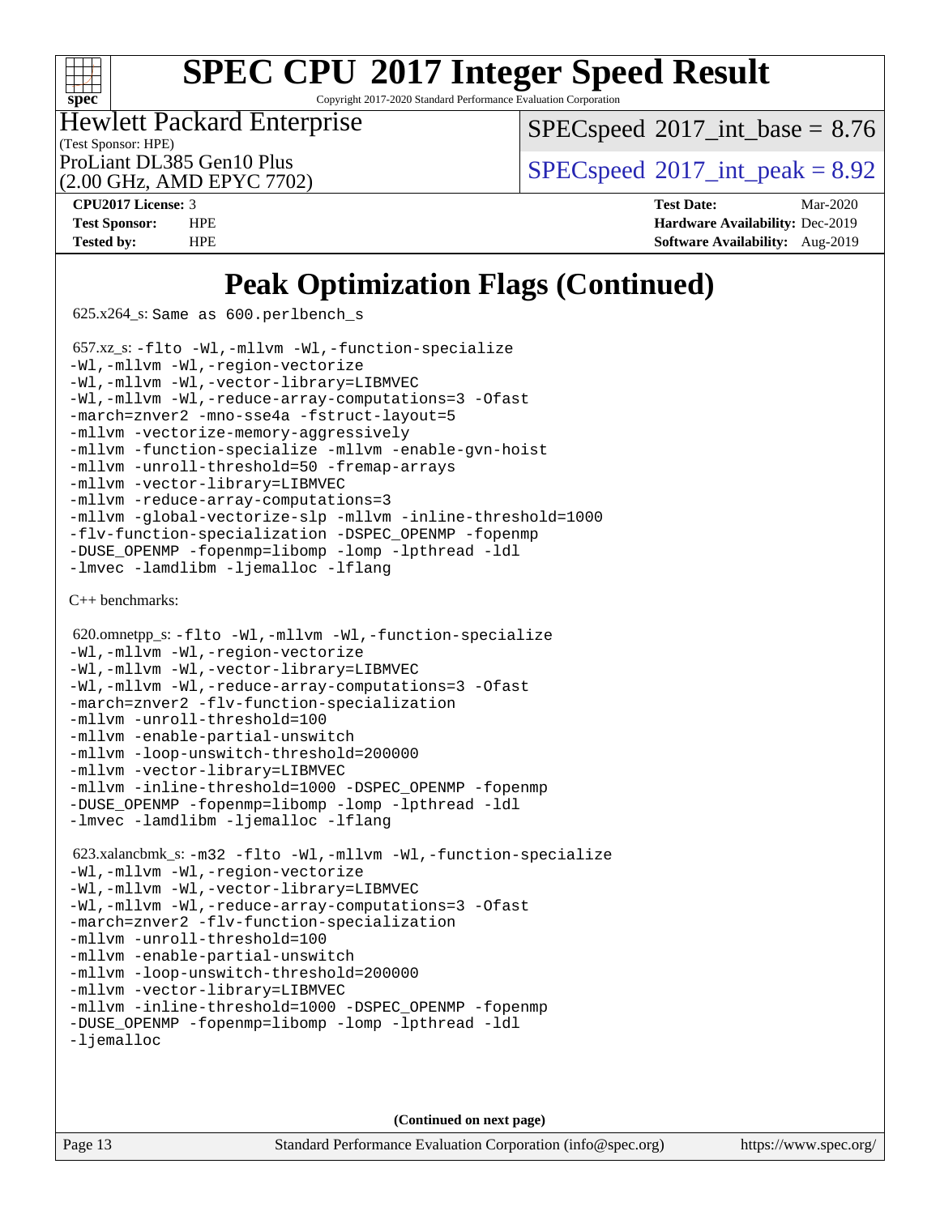# SPEC CPU 2017 Integer Speed Result

Copyright 2017-2020 Standard Performance Evaluation Corporation

**Hewlett Packard Enterprise**
(Test Sponsor: HPE)
ProLiant DL385 Gen10 Plus
(2.00 GHz, AMD EPYC 7702)

SPECspeed 2017_int_base = 8.76

SPECspeed 2017_int_peak = 8.92

| | | | |
|---|---|---|---|
| **CPU2017 License:** | 3 | **Test Date:** | Mar-2020 |
| **Test Sponsor:** | HPE | **Hardware Availability:** | Dec-2019 |
| **Tested by:** | HPE | **Software Availability:** | Aug-2019 |

## Peak Optimization Flags (Continued)

625.x264_s: Same as 600.perlbench_s

657.xz_s: -flto -Wl,-mllvm -Wl,-function-specialize -Wl,-mllvm -Wl,-region-vectorize -Wl,-mllvm -Wl,-vector-library=LIBMVEC -Wl,-mllvm -Wl,-reduce-array-computations=3 -Ofast -march=znver2 -mno-sse4a -fstruct-layout=5 -mllvm -vectorize-memory-aggressively -mllvm -function-specialize -mllvm -enable-gvn-hoist -mllvm -unroll-threshold=50 -fremap-arrays -mllvm -vector-library=LIBMVEC -mllvm -reduce-array-computations=3 -mllvm -global-vectorize-slp -mllvm -inline-threshold=1000 -flv-function-specialization -DSPEC_OPENMP -fopenmp -DUSE_OPENMP -fopenmp=libomp -lomp -lpthread -ldl -lmvec -lamdlibm -ljemalloc -lflang

C++ benchmarks:

620.omnetpp_s: -flto -Wl,-mllvm -Wl,-function-specialize -Wl,-mllvm -Wl,-region-vectorize -Wl,-mllvm -Wl,-vector-library=LIBMVEC -Wl,-mllvm -Wl,-reduce-array-computations=3 -Ofast -march=znver2 -flv-function-specialization -mllvm -unroll-threshold=100 -mllvm -enable-partial-unswitch -mllvm -loop-unswitch-threshold=200000 -mllvm -vector-library=LIBMVEC -mllvm -inline-threshold=1000 -DSPEC_OPENMP -fopenmp -DUSE_OPENMP -fopenmp=libomp -lomp -lpthread -ldl -lmvec -lamdlibm -ljemalloc -lflang

623.xalancbmk_s: -m32 -flto -Wl,-mllvm -Wl,-function-specialize -Wl,-mllvm -Wl,-region-vectorize -Wl,-mllvm -Wl,-vector-library=LIBMVEC -Wl,-mllvm -Wl,-reduce-array-computations=3 -Ofast -march=znver2 -flv-function-specialization -mllvm -unroll-threshold=100 -mllvm -enable-partial-unswitch -mllvm -loop-unswitch-threshold=200000 -mllvm -vector-library=LIBMVEC -mllvm -inline-threshold=1000 -DSPEC_OPENMP -fopenmp -DUSE_OPENMP -fopenmp=libomp -lomp -lpthread -ldl -ljemalloc

**(Continued on next page)**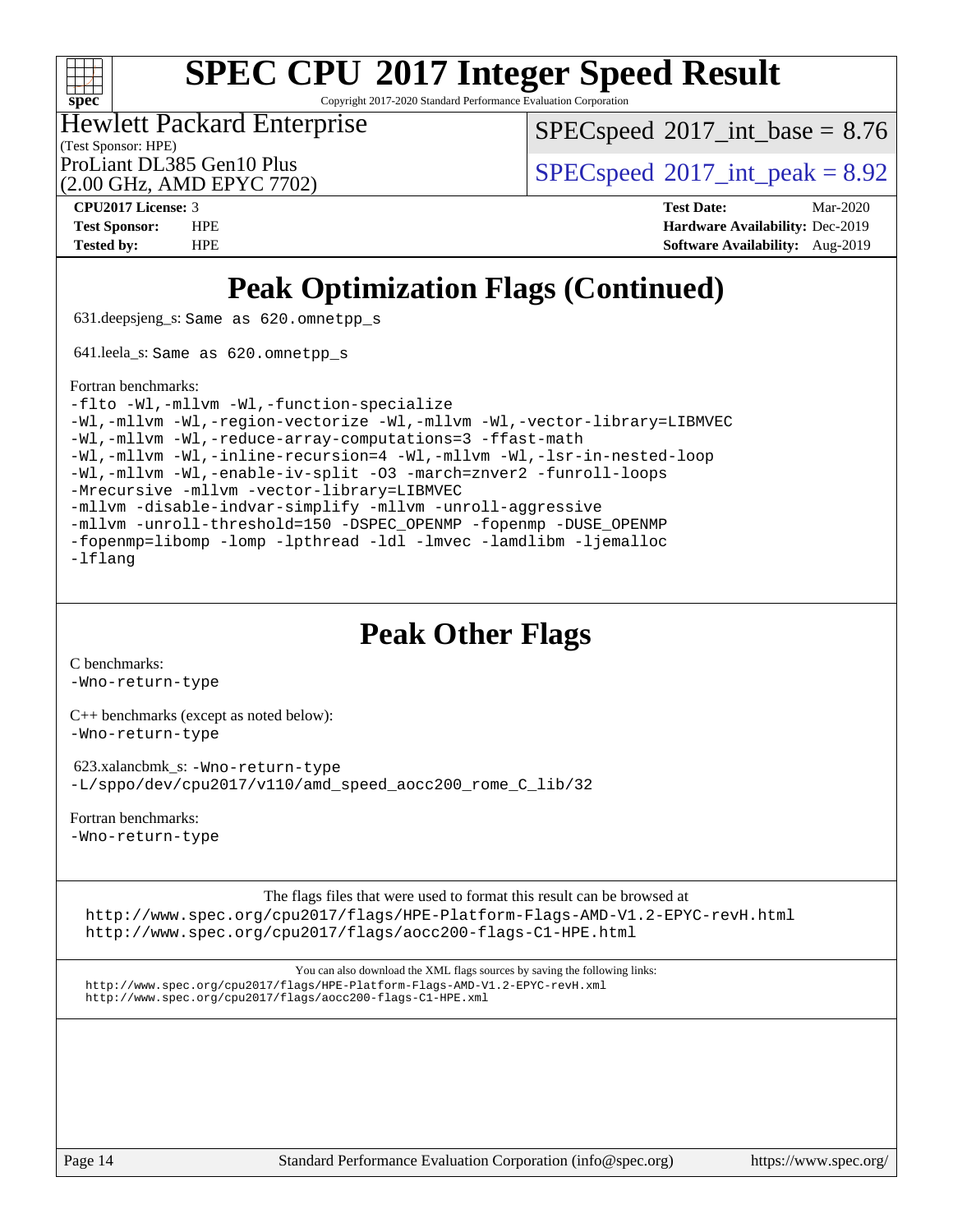# SPEC CPU 2017 Integer Speed Result

Copyright 2017-2020 Standard Performance Evaluation Corporation

Hewlett Packard Enterprise
(Test Sponsor: HPE)
ProLiant DL385 Gen10 Plus
(2.00 GHz, AMD EPYC 7702)

SPECspeed 2017_int_base = 8.76
SPECspeed 2017_int_peak = 8.92

**CPU2017 License:** 3
**Test Sponsor:** HPE
**Tested by:** HPE

**Test Date:** Mar-2020
**Hardware Availability:** Dec-2019
**Software Availability:** Aug-2019

## Peak Optimization Flags (Continued)

631.deepsjeng_s: `Same as 620.omnetpp_s`

641.leela_s: `Same as 620.omnetpp_s`

Fortran benchmarks:

```
-flto -Wl,-mllvm -Wl,-function-specialize
-Wl,-mllvm -Wl,-region-vectorize -Wl,-mllvm -Wl,-vector-library=LIBMVEC
-Wl,-mllvm -Wl,-reduce-array-computations=3 -ffast-math
-Wl,-mllvm -Wl,-inline-recursion=4 -Wl,-mllvm -Wl,-lsr-in-nested-loop
-Wl,-mllvm -Wl,-enable-iv-split -O3 -march=znver2 -funroll-loops
-Mrecursive -mllvm -vector-library=LIBMVEC
-mllvm -disable-indvar-simplify -mllvm -unroll-aggressive
-mllvm -unroll-threshold=150 -DSPEC_OPENMP -fopenmp -DUSE_OPENMP
-fopenmp=libomp -lomp -lpthread -ldl -lmvec -lamdlibm -ljemalloc
-lflang
```

## Peak Other Flags

C benchmarks:
`-Wno-return-type`

C++ benchmarks (except as noted below):
`-Wno-return-type`

623.xalancbmk_s: `-Wno-return-type`
`-L/sppo/dev/cpu2017/v110/amd_speed_aocc200_rome_C_lib/32`

Fortran benchmarks:
`-Wno-return-type`

The flags files that were used to format this result can be browsed at
http://www.spec.org/cpu2017/flags/HPE-Platform-Flags-AMD-V1.2-EPYC-revH.html
http://www.spec.org/cpu2017/flags/aocc200-flags-C1-HPE.html

You can also download the XML flags sources by saving the following links:
http://www.spec.org/cpu2017/flags/HPE-Platform-Flags-AMD-V1.2-EPYC-revH.xml
http://www.spec.org/cpu2017/flags/aocc200-flags-C1-HPE.xml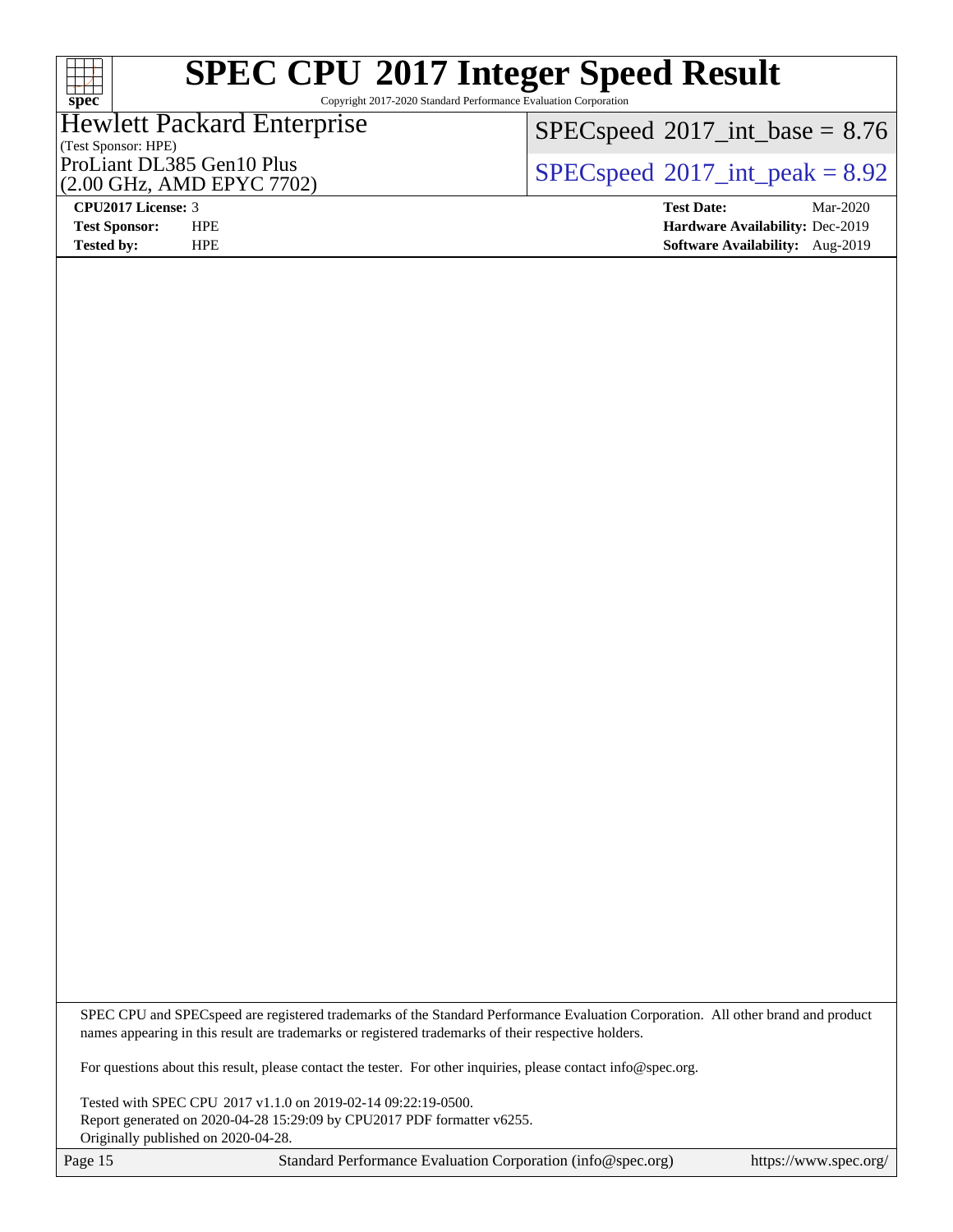# SPEC CPU 2017 Integer Speed Result

Copyright 2017-2020 Standard Performance Evaluation Corporation

**Hewlett Packard Enterprise**
(Test Sponsor: HPE)
ProLiant DL385 Gen10 Plus
(2.00 GHz, AMD EPYC 7702)

SPECspeed 2017_int_base = 8.76

SPECspeed 2017_int_peak = 8.92

**CPU2017 License:** 3
**Test Sponsor:** HPE
**Tested by:** HPE

**Test Date:** Mar-2020
**Hardware Availability:** Dec-2019
**Software Availability:** Aug-2019

SPEC CPU and SPECspeed are registered trademarks of the Standard Performance Evaluation Corporation. All other brand and product names appearing in this result are trademarks or registered trademarks of their respective holders.

For questions about this result, please contact the tester. For other inquiries, please contact info@spec.org.

Tested with SPEC CPU 2017 v1.1.0 on 2019-02-14 09:22:19-0500.
Report generated on 2020-04-28 15:29:09 by CPU2017 PDF formatter v6255.
Originally published on 2020-04-28.